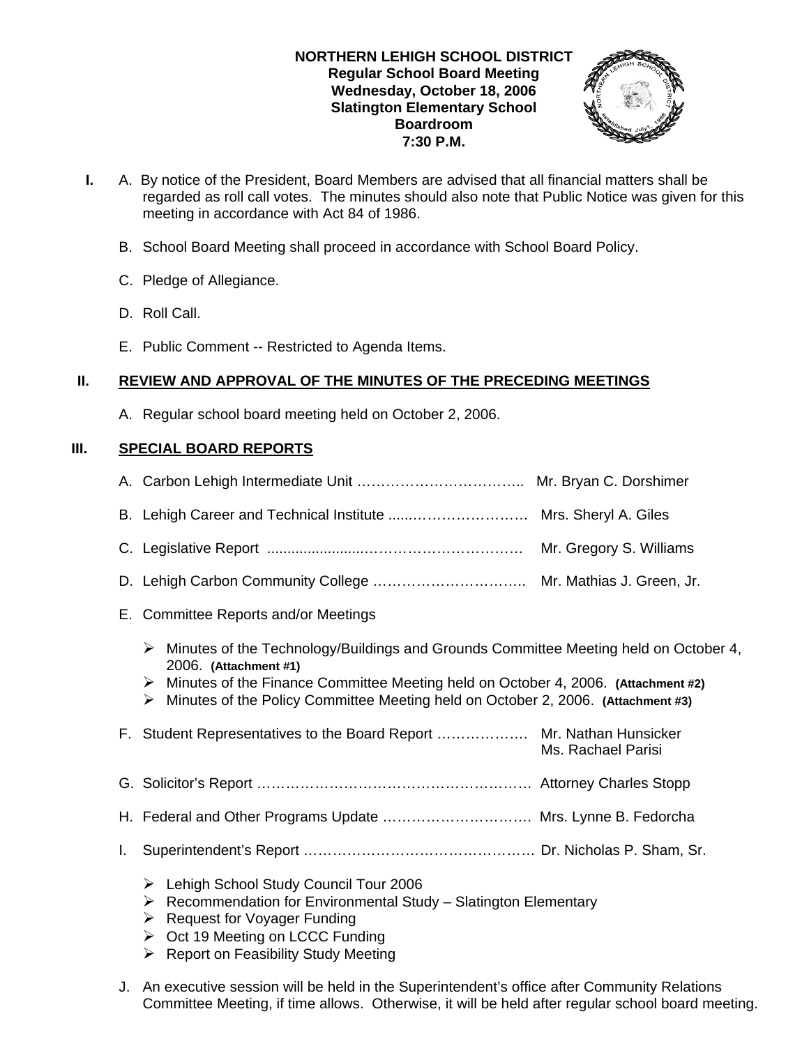**NORTHERN LEHIGH SCHOOL DISTRICT**
**Regular School Board Meeting**
**Wednesday, October 18, 2006**
**Slatington Elementary School**
**Boardroom**
**7:30 P.M.**

**I.** A. By notice of the President, Board Members are advised that all financial matters shall be regarded as roll call votes. The minutes should also note that Public Notice was given for this meeting in accordance with Act 84 of 1986.

B. School Board Meeting shall proceed in accordance with School Board Policy.

C. Pledge of Allegiance.

D. Roll Call.

E. Public Comment -- Restricted to Agenda Items.

## II. REVIEW AND APPROVAL OF THE MINUTES OF THE PRECEDING MEETINGS

A. Regular school board meeting held on October 2, 2006.

## III. SPECIAL BOARD REPORTS

A. Carbon Lehigh Intermediate Unit …………………………….. Mr. Bryan C. Dorshimer

B. Lehigh Career and Technical Institute ......…………………… Mrs. Sheryl A. Giles

C. Legislative Report ........................…………………………… Mr. Gregory S. Williams

D. Lehigh Carbon Community College ………………………….. Mr. Mathias J. Green, Jr.

E. Committee Reports and/or Meetings

- Minutes of the Technology/Buildings and Grounds Committee Meeting held on October 4, 2006. **(Attachment #1)**
- Minutes of the Finance Committee Meeting held on October 4, 2006. **(Attachment #2)**
- Minutes of the Policy Committee Meeting held on October 2, 2006. **(Attachment #3)**

F. Student Representatives to the Board Report ………………. Mr. Nathan Hunsicker
Ms. Rachael Parisi

G. Solicitor's Report …………………………………………………. Attorney Charles Stopp

H. Federal and Other Programs Update …………………………. Mrs. Lynne B. Fedorcha

I. Superintendent's Report …………………………………………. Dr. Nicholas P. Sham, Sr.

- Lehigh School Study Council Tour 2006
- Recommendation for Environmental Study – Slatington Elementary
- Request for Voyager Funding
- Oct 19 Meeting on LCCC Funding
- Report on Feasibility Study Meeting

J. An executive session will be held in the Superintendent's office after Community Relations Committee Meeting, if time allows. Otherwise, it will be held after regular school board meeting.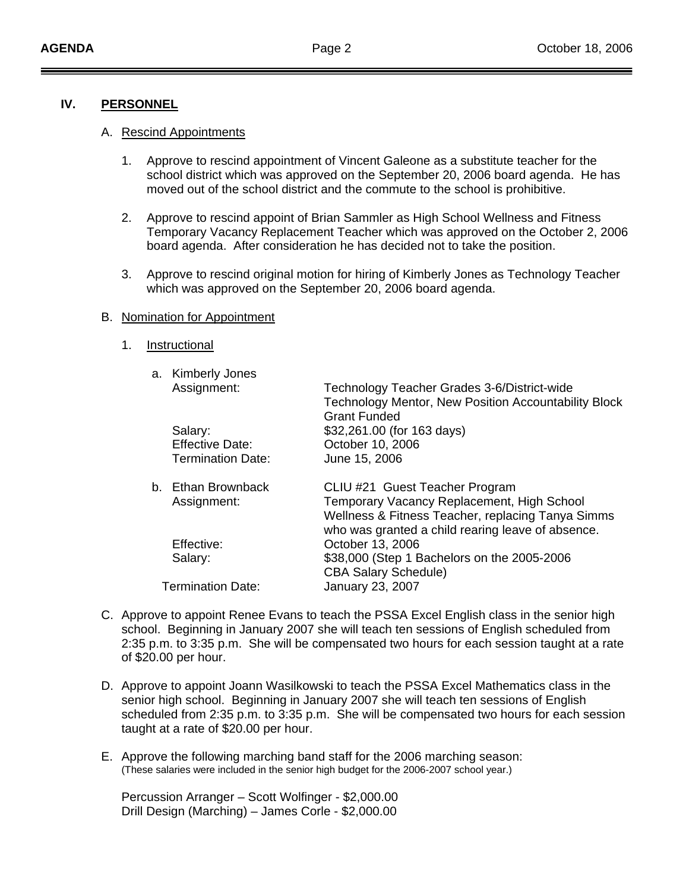## IV. PERSONNEL

A. Rescind Appointments

1. Approve to rescind appointment of Vincent Galeone as a substitute teacher for the school district which was approved on the September 20, 2006 board agenda. He has moved out of the school district and the commute to the school is prohibitive.

2. Approve to rescind appoint of Brian Sammler as High School Wellness and Fitness Temporary Vacancy Replacement Teacher which was approved on the October 2, 2006 board agenda. After consideration he has decided not to take the position.

3. Approve to rescind original motion for hiring of Kimberly Jones as Technology Teacher which was approved on the September 20, 2006 board agenda.

B. Nomination for Appointment

1. Instructional

a. Kimberly Jones

| | |
|---|---|
| Assignment: | Technology Teacher Grades 3-6/District-wide Technology Mentor, New Position Accountability Block Grant Funded |
| Salary: | $32,261.00 (for 163 days) |
| Effective Date: | October 10, 2006 |
| Termination Date: | June 15, 2006 |

b. Ethan Brownback — CLIU #21 Guest Teacher Program

| | |
|---|---|
| Assignment: | Temporary Vacancy Replacement, High School Wellness & Fitness Teacher, replacing Tanya Simms who was granted a child rearing leave of absence. |
| Effective: | October 13, 2006 |
| Salary: | $38,000 (Step 1 Bachelors on the 2005-2006 CBA Salary Schedule) |
| Termination Date: | January 23, 2007 |

C. Approve to appoint Renee Evans to teach the PSSA Excel English class in the senior high school. Beginning in January 2007 she will teach ten sessions of English scheduled from 2:35 p.m. to 3:35 p.m. She will be compensated two hours for each session taught at a rate of $20.00 per hour.

D. Approve to appoint Joann Wasilkowski to teach the PSSA Excel Mathematics class in the senior high school. Beginning in January 2007 she will teach ten sessions of English scheduled from 2:35 p.m. to 3:35 p.m. She will be compensated two hours for each session taught at a rate of $20.00 per hour.

E. Approve the following marching band staff for the 2006 marching season:
(These salaries were included in the senior high budget for the 2006-2007 school year.)

Percussion Arranger – Scott Wolfinger - $2,000.00
Drill Design (Marching) – James Corle - $2,000.00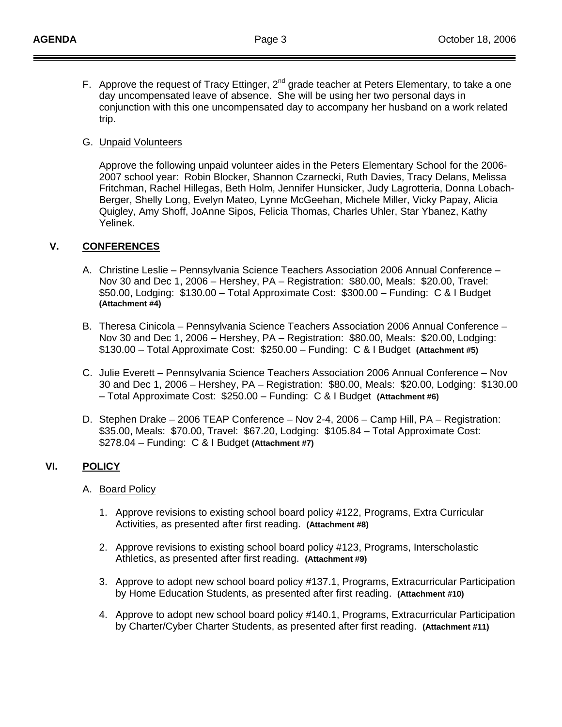F. Approve the request of Tracy Ettinger, 2nd grade teacher at Peters Elementary, to take a one day uncompensated leave of absence. She will be using her two personal days in conjunction with this one uncompensated day to accompany her husband on a work related trip.

G. Unpaid Volunteers

Approve the following unpaid volunteer aides in the Peters Elementary School for the 2006-2007 school year: Robin Blocker, Shannon Czarnecki, Ruth Davies, Tracy Delans, Melissa Fritchman, Rachel Hillegas, Beth Holm, Jennifer Hunsicker, Judy Lagrotteria, Donna Lobach-Berger, Shelly Long, Evelyn Mateo, Lynne McGeehan, Michele Miller, Vicky Papay, Alicia Quigley, Amy Shoff, JoAnne Sipos, Felicia Thomas, Charles Uhler, Star Ybanez, Kathy Yelinek.

## V. CONFERENCES

A. Christine Leslie – Pennsylvania Science Teachers Association 2006 Annual Conference – Nov 30 and Dec 1, 2006 – Hershey, PA – Registration: $80.00, Meals: $20.00, Travel: $50.00, Lodging: $130.00 – Total Approximate Cost: $300.00 – Funding: C & I Budget **(Attachment #4)**

B. Theresa Cinicola – Pennsylvania Science Teachers Association 2006 Annual Conference – Nov 30 and Dec 1, 2006 – Hershey, PA – Registration: $80.00, Meals: $20.00, Lodging: $130.00 – Total Approximate Cost: $250.00 – Funding: C & I Budget **(Attachment #5)**

C. Julie Everett – Pennsylvania Science Teachers Association 2006 Annual Conference – Nov 30 and Dec 1, 2006 – Hershey, PA – Registration: $80.00, Meals: $20.00, Lodging: $130.00 – Total Approximate Cost: $250.00 – Funding: C & I Budget **(Attachment #6)**

D. Stephen Drake – 2006 TEAP Conference – Nov 2-4, 2006 – Camp Hill, PA – Registration: $35.00, Meals: $70.00, Travel: $67.20, Lodging: $105.84 – Total Approximate Cost: $278.04 – Funding: C & I Budget **(Attachment #7)**

## VI. POLICY

A. Board Policy

1. Approve revisions to existing school board policy #122, Programs, Extra Curricular Activities, as presented after first reading. **(Attachment #8)**

2. Approve revisions to existing school board policy #123, Programs, Interscholastic Athletics, as presented after first reading. **(Attachment #9)**

3. Approve to adopt new school board policy #137.1, Programs, Extracurricular Participation by Home Education Students, as presented after first reading. **(Attachment #10)**

4. Approve to adopt new school board policy #140.1, Programs, Extracurricular Participation by Charter/Cyber Charter Students, as presented after first reading. **(Attachment #11)**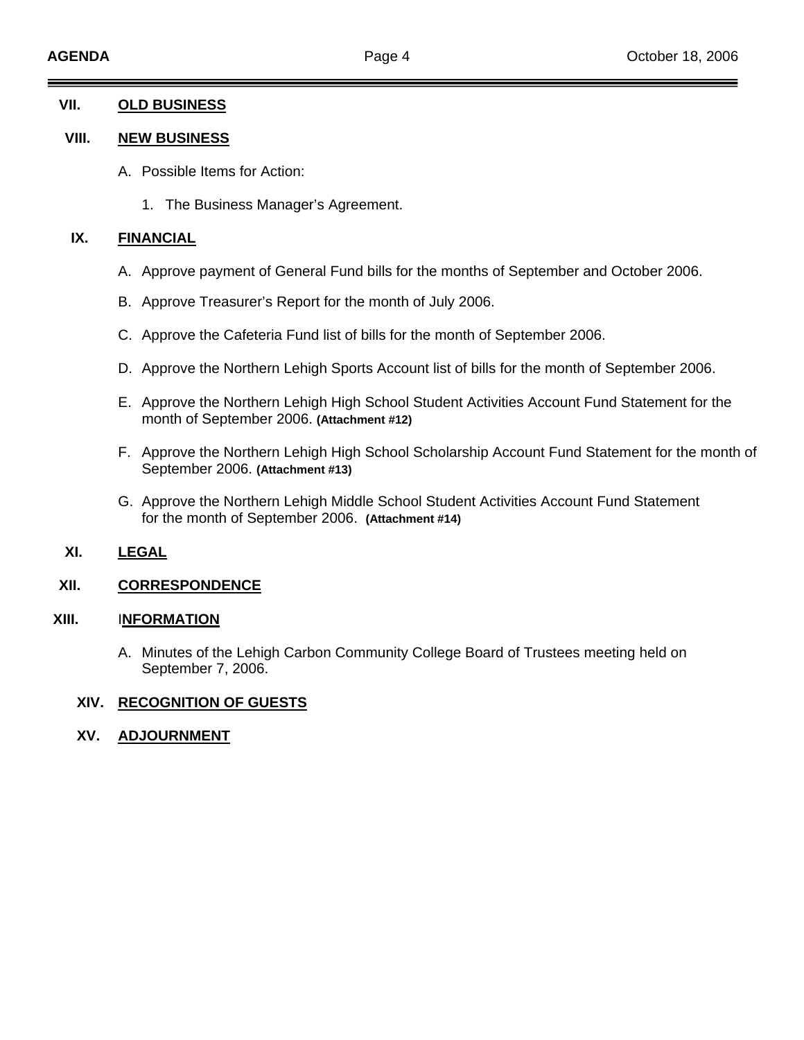## VII. OLD BUSINESS

## VIII. NEW BUSINESS

A. Possible Items for Action:

1. The Business Manager's Agreement.

## IX. FINANCIAL

A. Approve payment of General Fund bills for the months of September and October 2006.

B. Approve Treasurer's Report for the month of July 2006.

C. Approve the Cafeteria Fund list of bills for the month of September 2006.

D. Approve the Northern Lehigh Sports Account list of bills for the month of September 2006.

E. Approve the Northern Lehigh High School Student Activities Account Fund Statement for the month of September 2006. **(Attachment #12)**

F. Approve the Northern Lehigh High School Scholarship Account Fund Statement for the month of September 2006. **(Attachment #13)**

G. Approve the Northern Lehigh Middle School Student Activities Account Fund Statement for the month of September 2006. **(Attachment #14)**

## XI. LEGAL

## XII. CORRESPONDENCE

## XIII. INFORMATION

A. Minutes of the Lehigh Carbon Community College Board of Trustees meeting held on September 7, 2006.

## XIV. RECOGNITION OF GUESTS

## XV. ADJOURNMENT